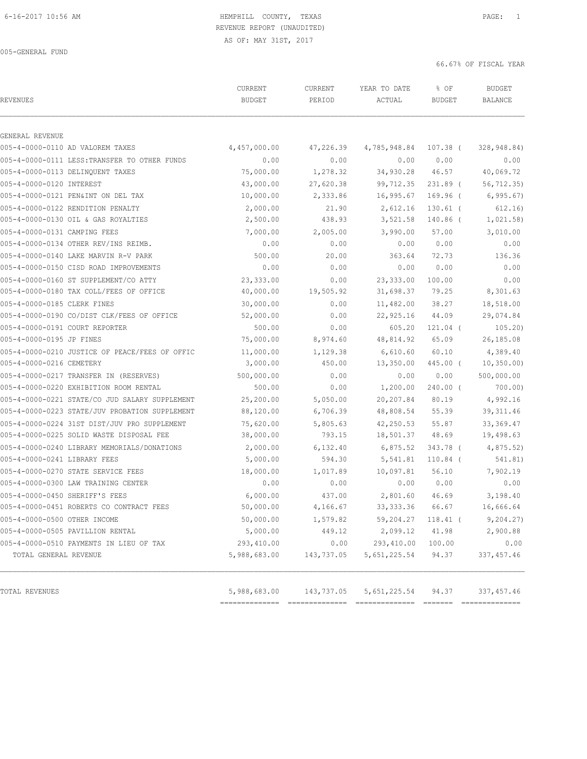HEMPHILL COUNTY, TEXAS
REVENUE REPORT (UNAUDITED)
AS OF: MAY 31ST, 2017

005-GENERAL FUND

66.67% OF FISCAL YEAR

| REVENUES | CURRENT BUDGET | CURRENT PERIOD | YEAR TO DATE ACTUAL | % OF BUDGET | BUDGET BALANCE |
|---|---|---|---|---|---|
| GENERAL REVENUE | | | | | |
| 005-4-0000-0110 AD VALOREM TAXES | 4,457,000.00 | 47,226.39 | 4,785,948.84 | 107.38 ( | 328,948.84) |
| 005-4-0000-0111 LESS:TRANSFER TO OTHER FUNDS | 0.00 | 0.00 | 0.00 | 0.00 | 0.00 |
| 005-4-0000-0113 DELINQUENT TAXES | 75,000.00 | 1,278.32 | 34,930.28 | 46.57 | 40,069.72 |
| 005-4-0000-0120 INTEREST | 43,000.00 | 27,620.38 | 99,712.35 | 231.89 ( | 56,712.35) |
| 005-4-0000-0121 PEN&INT ON DEL TAX | 10,000.00 | 2,333.86 | 16,995.67 | 169.96 ( | 6,995.67) |
| 005-4-0000-0122 RENDITION PENALTY | 2,000.00 | 21.90 | 2,612.16 | 130.61 ( | 612.16) |
| 005-4-0000-0130 OIL & GAS ROYALTIES | 2,500.00 | 438.93 | 3,521.58 | 140.86 ( | 1,021.58) |
| 005-4-0000-0131 CAMPING FEES | 7,000.00 | 2,005.00 | 3,990.00 | 57.00 | 3,010.00 |
| 005-4-0000-0134 OTHER REV/INS REIMB. | 0.00 | 0.00 | 0.00 | 0.00 | 0.00 |
| 005-4-0000-0140 LAKE MARVIN R-V PARK | 500.00 | 20.00 | 363.64 | 72.73 | 136.36 |
| 005-4-0000-0150 CISD ROAD IMPROVEMENTS | 0.00 | 0.00 | 0.00 | 0.00 | 0.00 |
| 005-4-0000-0160 ST SUPPLEMENT/CO ATTY | 23,333.00 | 0.00 | 23,333.00 | 100.00 | 0.00 |
| 005-4-0000-0180 TAX COLL/FEES OF OFFICE | 40,000.00 | 19,505.92 | 31,698.37 | 79.25 | 8,301.63 |
| 005-4-0000-0185 CLERK FINES | 30,000.00 | 0.00 | 11,482.00 | 38.27 | 18,518.00 |
| 005-4-0000-0190 CO/DIST CLK/FEES OF OFFICE | 52,000.00 | 0.00 | 22,925.16 | 44.09 | 29,074.84 |
| 005-4-0000-0191 COURT REPORTER | 500.00 | 0.00 | 605.20 | 121.04 ( | 105.20) |
| 005-4-0000-0195 JP FINES | 75,000.00 | 8,974.60 | 48,814.92 | 65.09 | 26,185.08 |
| 005-4-0000-0210 JUSTICE OF PEACE/FEES OF OFFIC | 11,000.00 | 1,129.38 | 6,610.60 | 60.10 | 4,389.40 |
| 005-4-0000-0216 CEMETERY | 3,000.00 | 450.00 | 13,350.00 | 445.00 ( | 10,350.00) |
| 005-4-0000-0217 TRANSFER IN (RESERVES) | 500,000.00 | 0.00 | 0.00 | 0.00 | 500,000.00 |
| 005-4-0000-0220 EXHIBITION ROOM RENTAL | 500.00 | 0.00 | 1,200.00 | 240.00 ( | 700.00) |
| 005-4-0000-0221 STATE/CO JUD SALARY SUPPLEMENT | 25,200.00 | 5,050.00 | 20,207.84 | 80.19 | 4,992.16 |
| 005-4-0000-0223 STATE/JUV PROBATION SUPPLEMENT | 88,120.00 | 6,706.39 | 48,808.54 | 55.39 | 39,311.46 |
| 005-4-0000-0224 31ST DIST/JUV PRO SUPPLEMENT | 75,620.00 | 5,805.63 | 42,250.53 | 55.87 | 33,369.47 |
| 005-4-0000-0225 SOLID WASTE DISPOSAL FEE | 38,000.00 | 793.15 | 18,501.37 | 48.69 | 19,498.63 |
| 005-4-0000-0240 LIBRARY MEMORIALS/DONATIONS | 2,000.00 | 6,132.40 | 6,875.52 | 343.78 ( | 4,875.52) |
| 005-4-0000-0241 LIBRARY FEES | 5,000.00 | 594.30 | 5,541.81 | 110.84 ( | 541.81) |
| 005-4-0000-0270 STATE SERVICE FEES | 18,000.00 | 1,017.89 | 10,097.81 | 56.10 | 7,902.19 |
| 005-4-0000-0300 LAW TRAINING CENTER | 0.00 | 0.00 | 0.00 | 0.00 | 0.00 |
| 005-4-0000-0450 SHERIFF'S FEES | 6,000.00 | 437.00 | 2,801.60 | 46.69 | 3,198.40 |
| 005-4-0000-0451 ROBERTS CO CONTRACT FEES | 50,000.00 | 4,166.67 | 33,333.36 | 66.67 | 16,666.64 |
| 005-4-0000-0500 OTHER INCOME | 50,000.00 | 1,579.82 | 59,204.27 | 118.41 ( | 9,204.27) |
| 005-4-0000-0505 PAVILLION RENTAL | 5,000.00 | 449.12 | 2,099.12 | 41.98 | 2,900.88 |
| 005-4-0000-0510 PAYMENTS IN LIEU OF TAX | 293,410.00 | 0.00 | 293,410.00 | 100.00 | 0.00 |
| TOTAL GENERAL REVENUE | 5,988,683.00 | 143,737.05 | 5,651,225.54 | 94.37 | 337,457.46 |
| TOTAL REVENUES | 5,988,683.00 | 143,737.05 | 5,651,225.54 | 94.37 | 337,457.46 |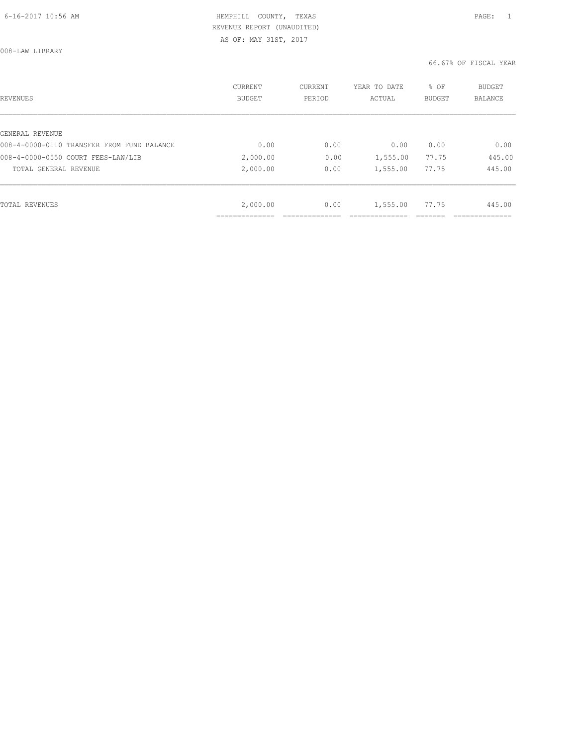HEMPHILL COUNTY, TEXAS
REVENUE REPORT (UNAUDITED)
AS OF: MAY 31ST, 2017

008-LAW LIBRARY

66.67% OF FISCAL YEAR

| REVENUES | CURRENT BUDGET | CURRENT PERIOD | YEAR TO DATE ACTUAL | % OF BUDGET | BUDGET BALANCE |
|---|---|---|---|---|---|
| GENERAL REVENUE | | | | | |
| 008-4-0000-0110 TRANSFER FROM FUND BALANCE | 0.00 | 0.00 | 0.00 | 0.00 | 0.00 |
| 008-4-0000-0550 COURT FEES-LAW/LIB | 2,000.00 | 0.00 | 1,555.00 | 77.75 | 445.00 |
| TOTAL GENERAL REVENUE | 2,000.00 | 0.00 | 1,555.00 | 77.75 | 445.00 |
| TOTAL REVENUES | 2,000.00 | 0.00 | 1,555.00 | 77.75 | 445.00 |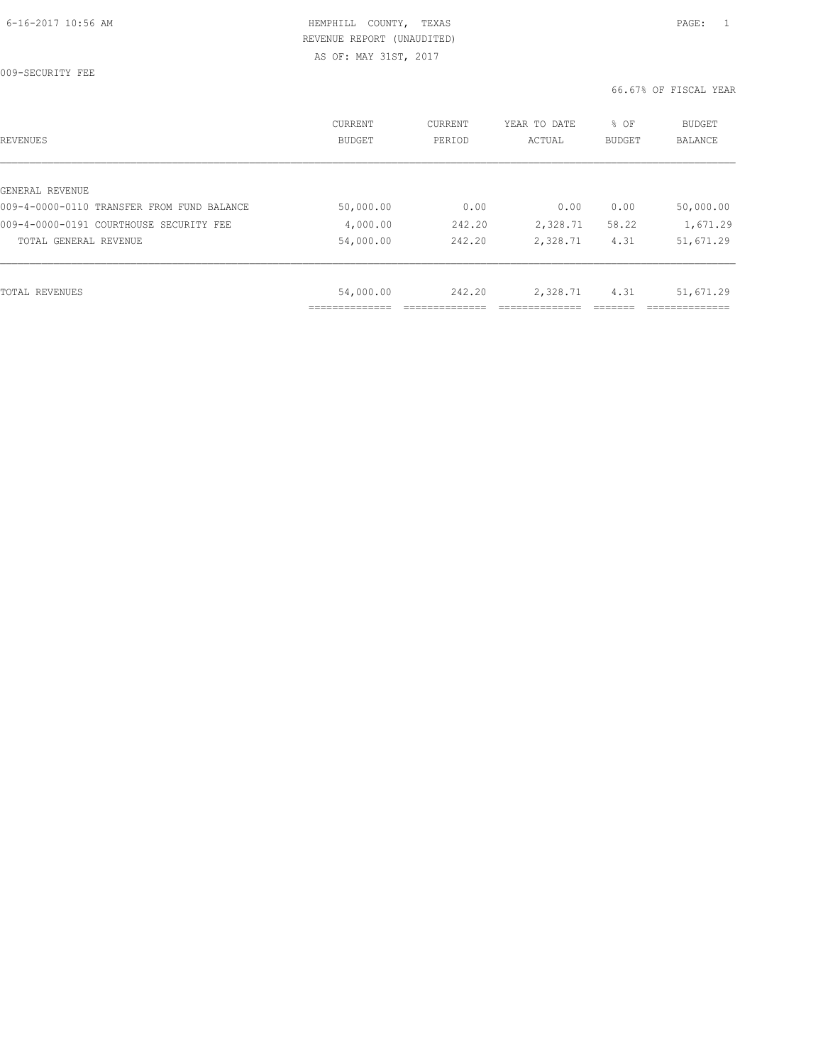HEMPHILL COUNTY, TEXAS
REVENUE REPORT (UNAUDITED)
AS OF: MAY 31ST, 2017

009-SECURITY FEE

66.67% OF FISCAL YEAR

| REVENUES | CURRENT BUDGET | CURRENT PERIOD | YEAR TO DATE ACTUAL | % OF BUDGET | BUDGET BALANCE |
|---|---|---|---|---|---|
| GENERAL REVENUE | | | | | |
| 009-4-0000-0110 TRANSFER FROM FUND BALANCE | 50,000.00 | 0.00 | 0.00 | 0.00 | 50,000.00 |
| 009-4-0000-0191 COURTHOUSE SECURITY FEE | 4,000.00 | 242.20 | 2,328.71 | 58.22 | 1,671.29 |
| TOTAL GENERAL REVENUE | 54,000.00 | 242.20 | 2,328.71 | 4.31 | 51,671.29 |
| TOTAL REVENUES | 54,000.00 | 242.20 | 2,328.71 | 4.31 | 51,671.29 |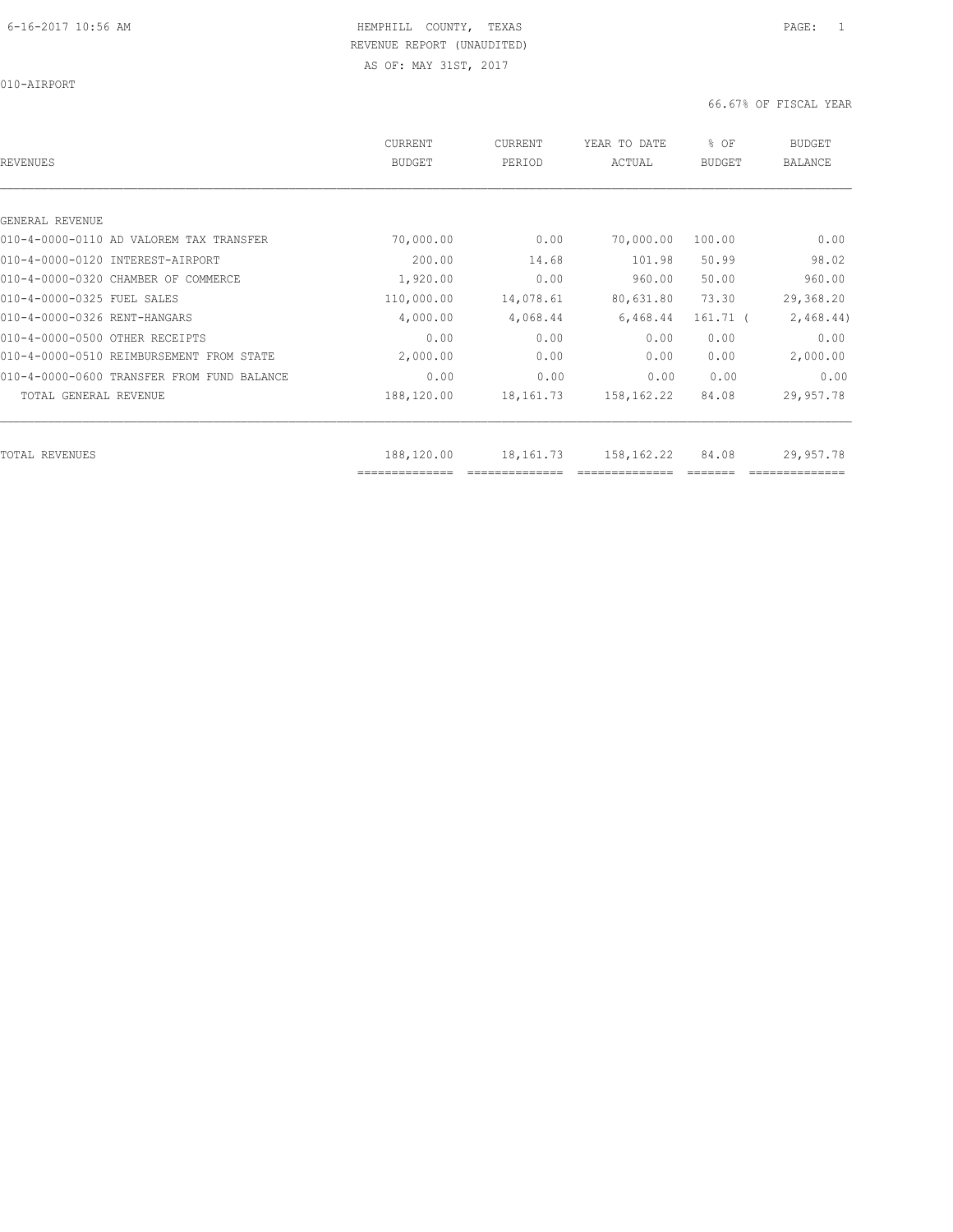HEMPHILL COUNTY, TEXAS
REVENUE REPORT (UNAUDITED)
AS OF: MAY 31ST, 2017

010-AIRPORT

66.67% OF FISCAL YEAR

| REVENUES | CURRENT BUDGET | CURRENT PERIOD | YEAR TO DATE ACTUAL | % OF BUDGET | BUDGET BALANCE |
|---|---|---|---|---|---|
| GENERAL REVENUE | | | | | |
| 010-4-0000-0110 AD VALOREM TAX TRANSFER | 70,000.00 | 0.00 | 70,000.00 | 100.00 | 0.00 |
| 010-4-0000-0120 INTEREST-AIRPORT | 200.00 | 14.68 | 101.98 | 50.99 | 98.02 |
| 010-4-0000-0320 CHAMBER OF COMMERCE | 1,920.00 | 0.00 | 960.00 | 50.00 | 960.00 |
| 010-4-0000-0325 FUEL SALES | 110,000.00 | 14,078.61 | 80,631.80 | 73.30 | 29,368.20 |
| 010-4-0000-0326 RENT-HANGARS | 4,000.00 | 4,068.44 | 6,468.44 | 161.71 | ( 2,468.44) |
| 010-4-0000-0500 OTHER RECEIPTS | 0.00 | 0.00 | 0.00 | 0.00 | 0.00 |
| 010-4-0000-0510 REIMBURSEMENT FROM STATE | 2,000.00 | 0.00 | 0.00 | 0.00 | 2,000.00 |
| 010-4-0000-0600 TRANSFER FROM FUND BALANCE | 0.00 | 0.00 | 0.00 | 0.00 | 0.00 |
| TOTAL GENERAL REVENUE | 188,120.00 | 18,161.73 | 158,162.22 | 84.08 | 29,957.78 |
| TOTAL REVENUES | 188,120.00 | 18,161.73 | 158,162.22 | 84.08 | 29,957.78 |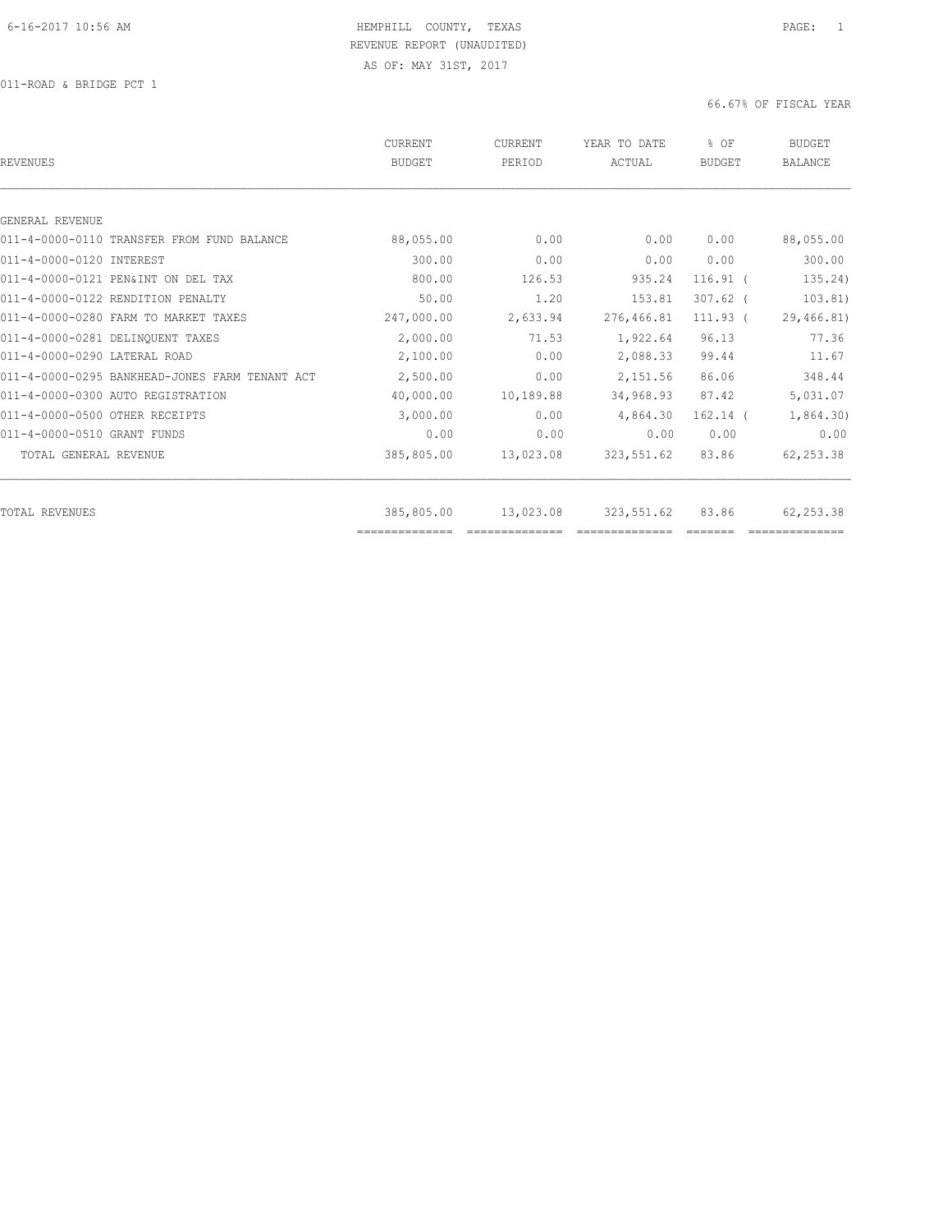HEMPHILL COUNTY, TEXAS
REVENUE REPORT (UNAUDITED)
AS OF: MAY 31ST, 2017

011-ROAD & BRIDGE PCT 1

66.67% OF FISCAL YEAR

| REVENUES | CURRENT BUDGET | CURRENT PERIOD | YEAR TO DATE ACTUAL | % OF BUDGET | BUDGET BALANCE |
|---|---|---|---|---|---|
| GENERAL REVENUE | | | | | |
| 011-4-0000-0110 TRANSFER FROM FUND BALANCE | 88,055.00 | 0.00 | 0.00 | 0.00 | 88,055.00 |
| 011-4-0000-0120 INTEREST | 300.00 | 0.00 | 0.00 | 0.00 | 300.00 |
| 011-4-0000-0121 PEN&INT ON DEL TAX | 800.00 | 126.53 | 935.24 | 116.91 | ( 135.24) |
| 011-4-0000-0122 RENDITION PENALTY | 50.00 | 1.20 | 153.81 | 307.62 | ( 103.81) |
| 011-4-0000-0280 FARM TO MARKET TAXES | 247,000.00 | 2,633.94 | 276,466.81 | 111.93 | ( 29,466.81) |
| 011-4-0000-0281 DELINQUENT TAXES | 2,000.00 | 71.53 | 1,922.64 | 96.13 | 77.36 |
| 011-4-0000-0290 LATERAL ROAD | 2,100.00 | 0.00 | 2,088.33 | 99.44 | 11.67 |
| 011-4-0000-0295 BANKHEAD-JONES FARM TENANT ACT | 2,500.00 | 0.00 | 2,151.56 | 86.06 | 348.44 |
| 011-4-0000-0300 AUTO REGISTRATION | 40,000.00 | 10,189.88 | 34,968.93 | 87.42 | 5,031.07 |
| 011-4-0000-0500 OTHER RECEIPTS | 3,000.00 | 0.00 | 4,864.30 | 162.14 | ( 1,864.30) |
| 011-4-0000-0510 GRANT FUNDS | 0.00 | 0.00 | 0.00 | 0.00 | 0.00 |
| TOTAL GENERAL REVENUE | 385,805.00 | 13,023.08 | 323,551.62 | 83.86 | 62,253.38 |
| TOTAL REVENUES | 385,805.00 | 13,023.08 | 323,551.62 | 83.86 | 62,253.38 |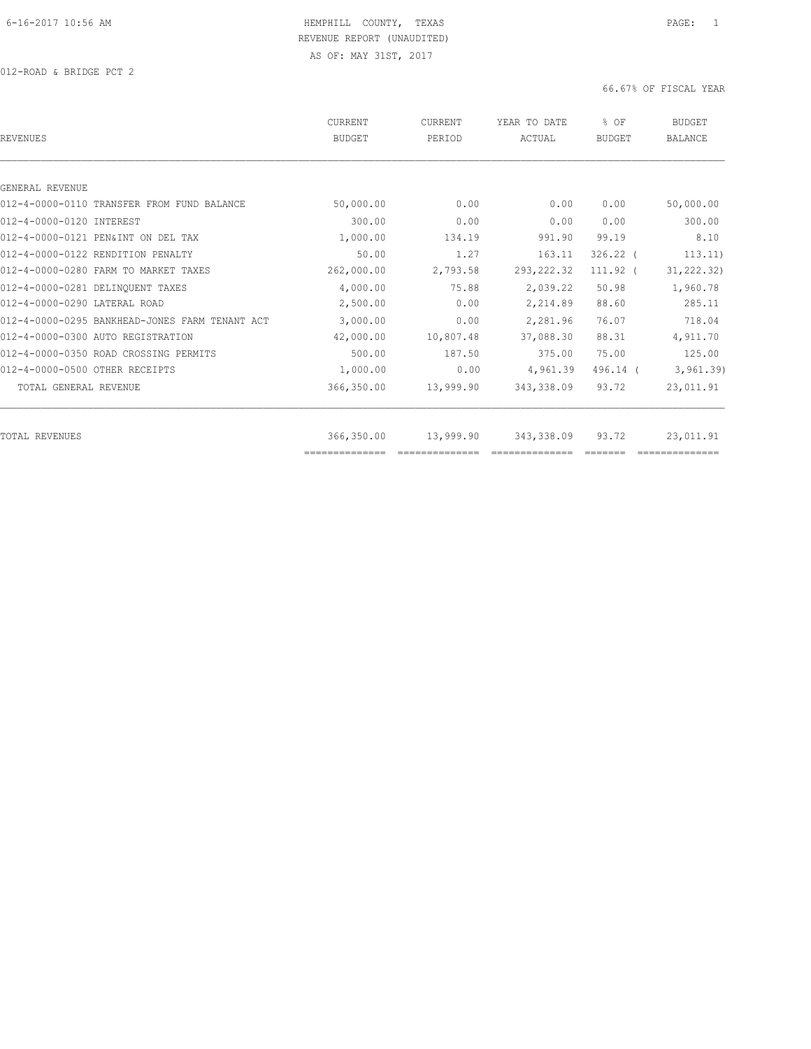HEMPHILL COUNTY, TEXAS
REVENUE REPORT (UNAUDITED)
AS OF: MAY 31ST, 2017

012-ROAD & BRIDGE PCT 2

66.67% OF FISCAL YEAR

| REVENUES | CURRENT BUDGET | CURRENT PERIOD | YEAR TO DATE ACTUAL | % OF BUDGET | BUDGET BALANCE |
|---|---|---|---|---|---|
| GENERAL REVENUE | | | | | |
| 012-4-0000-0110 TRANSFER FROM FUND BALANCE | 50,000.00 | 0.00 | 0.00 | 0.00 | 50,000.00 |
| 012-4-0000-0120 INTEREST | 300.00 | 0.00 | 0.00 | 0.00 | 300.00 |
| 012-4-0000-0121 PEN&INT ON DEL TAX | 1,000.00 | 134.19 | 991.90 | 99.19 | 8.10 |
| 012-4-0000-0122 RENDITION PENALTY | 50.00 | 1.27 | 163.11 | 326.22 | ( 113.11) |
| 012-4-0000-0280 FARM TO MARKET TAXES | 262,000.00 | 2,793.58 | 293,222.32 | 111.92 | ( 31,222.32) |
| 012-4-0000-0281 DELINQUENT TAXES | 4,000.00 | 75.88 | 2,039.22 | 50.98 | 1,960.78 |
| 012-4-0000-0290 LATERAL ROAD | 2,500.00 | 0.00 | 2,214.89 | 88.60 | 285.11 |
| 012-4-0000-0295 BANKHEAD-JONES FARM TENANT ACT | 3,000.00 | 0.00 | 2,281.96 | 76.07 | 718.04 |
| 012-4-0000-0300 AUTO REGISTRATION | 42,000.00 | 10,807.48 | 37,088.30 | 88.31 | 4,911.70 |
| 012-4-0000-0350 ROAD CROSSING PERMITS | 500.00 | 187.50 | 375.00 | 75.00 | 125.00 |
| 012-4-0000-0500 OTHER RECEIPTS | 1,000.00 | 0.00 | 4,961.39 | 496.14 | ( 3,961.39) |
| TOTAL GENERAL REVENUE | 366,350.00 | 13,999.90 | 343,338.09 | 93.72 | 23,011.91 |
| TOTAL REVENUES | 366,350.00 | 13,999.90 | 343,338.09 | 93.72 | 23,011.91 |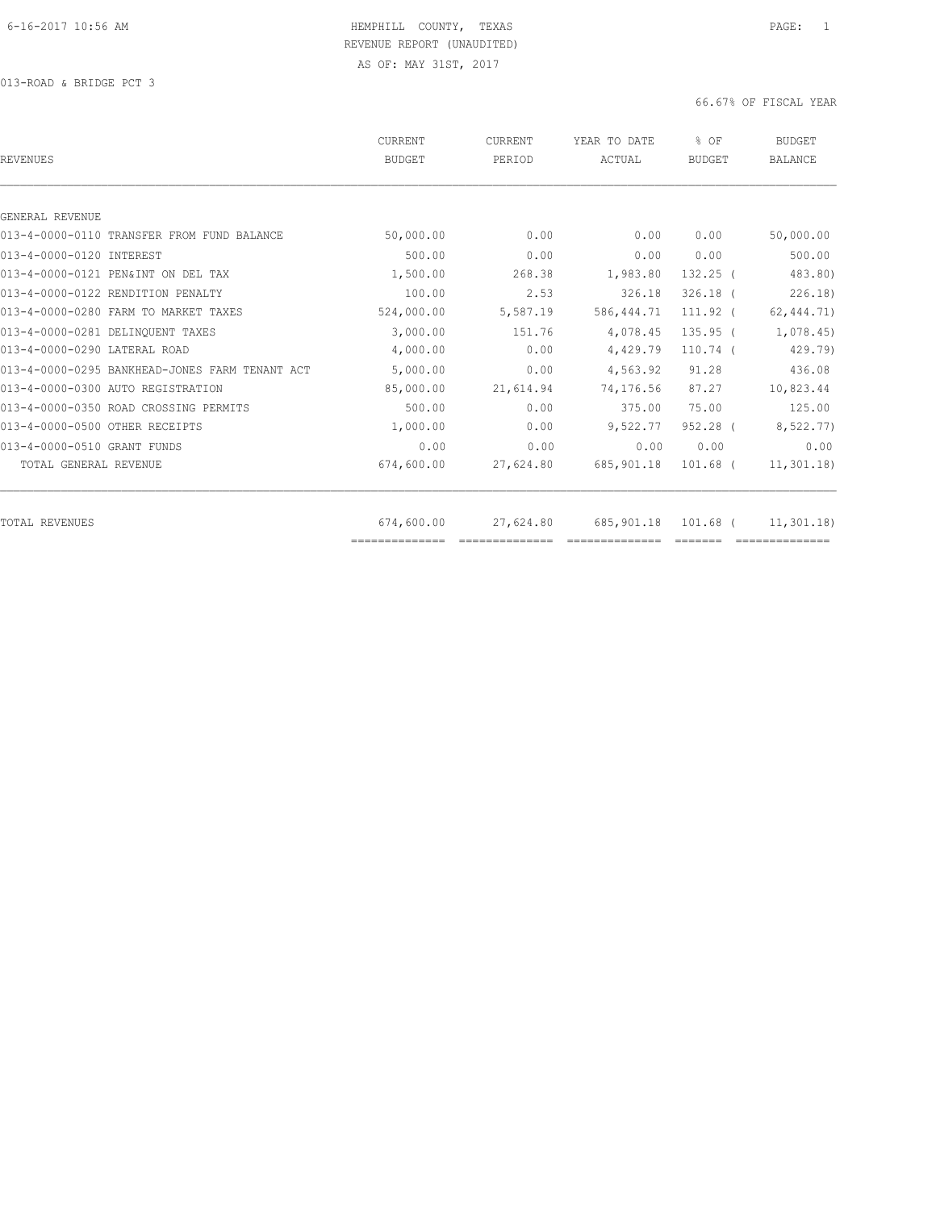HEMPHILL COUNTY, TEXAS
REVENUE REPORT (UNAUDITED)
AS OF: MAY 31ST, 2017

013-ROAD & BRIDGE PCT 3

66.67% OF FISCAL YEAR

| REVENUES | CURRENT BUDGET | CURRENT PERIOD | YEAR TO DATE ACTUAL | % OF BUDGET | BUDGET BALANCE |
|---|---|---|---|---|---|
| GENERAL REVENUE | | | | | |
| 013-4-0000-0110 TRANSFER FROM FUND BALANCE | 50,000.00 | 0.00 | 0.00 | 0.00 | 50,000.00 |
| 013-4-0000-0120 INTEREST | 500.00 | 0.00 | 0.00 | 0.00 | 500.00 |
| 013-4-0000-0121 PEN&INT ON DEL TAX | 1,500.00 | 268.38 | 1,983.80 | 132.25 ( | 483.80) |
| 013-4-0000-0122 RENDITION PENALTY | 100.00 | 2.53 | 326.18 | 326.18 ( | 226.18) |
| 013-4-0000-0280 FARM TO MARKET TAXES | 524,000.00 | 5,587.19 | 586,444.71 | 111.92 ( | 62,444.71) |
| 013-4-0000-0281 DELINQUENT TAXES | 3,000.00 | 151.76 | 4,078.45 | 135.95 ( | 1,078.45) |
| 013-4-0000-0290 LATERAL ROAD | 4,000.00 | 0.00 | 4,429.79 | 110.74 ( | 429.79) |
| 013-4-0000-0295 BANKHEAD-JONES FARM TENANT ACT | 5,000.00 | 0.00 | 4,563.92 | 91.28 | 436.08 |
| 013-4-0000-0300 AUTO REGISTRATION | 85,000.00 | 21,614.94 | 74,176.56 | 87.27 | 10,823.44 |
| 013-4-0000-0350 ROAD CROSSING PERMITS | 500.00 | 0.00 | 375.00 | 75.00 | 125.00 |
| 013-4-0000-0500 OTHER RECEIPTS | 1,000.00 | 0.00 | 9,522.77 | 952.28 ( | 8,522.77) |
| 013-4-0000-0510 GRANT FUNDS | 0.00 | 0.00 | 0.00 | 0.00 | 0.00 |
| TOTAL GENERAL REVENUE | 674,600.00 | 27,624.80 | 685,901.18 | 101.68 ( | 11,301.18) |
| TOTAL REVENUES | 674,600.00 | 27,624.80 | 685,901.18 | 101.68 ( | 11,301.18) |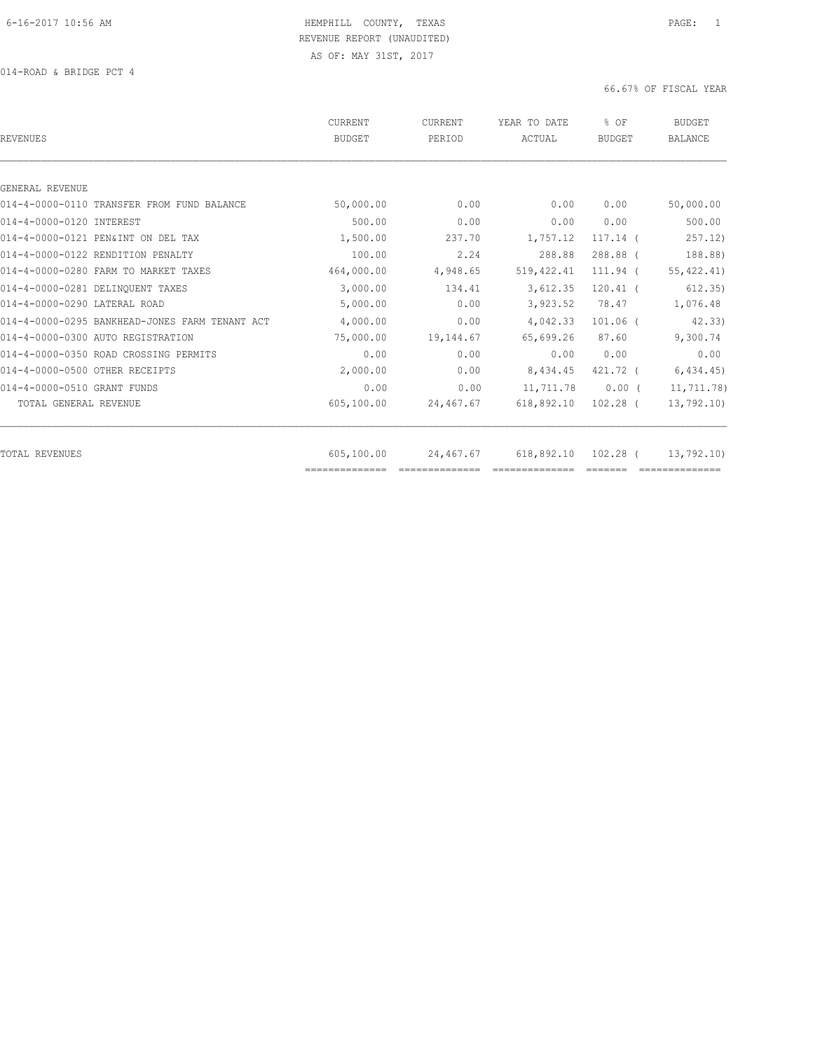HEMPHILL COUNTY, TEXAS
REVENUE REPORT (UNAUDITED)
AS OF: MAY 31ST, 2017

014-ROAD & BRIDGE PCT 4

66.67% OF FISCAL YEAR

| REVENUES | CURRENT BUDGET | CURRENT PERIOD | YEAR TO DATE ACTUAL | % OF BUDGET | BUDGET BALANCE |
|---|---|---|---|---|---|
| GENERAL REVENUE | | | | | |
| 014-4-0000-0110 TRANSFER FROM FUND BALANCE | 50,000.00 | 0.00 | 0.00 | 0.00 | 50,000.00 |
| 014-4-0000-0120 INTEREST | 500.00 | 0.00 | 0.00 | 0.00 | 500.00 |
| 014-4-0000-0121 PEN&INT ON DEL TAX | 1,500.00 | 237.70 | 1,757.12 | 117.14 | ( 257.12) |
| 014-4-0000-0122 RENDITION PENALTY | 100.00 | 2.24 | 288.88 | 288.88 | ( 188.88) |
| 014-4-0000-0280 FARM TO MARKET TAXES | 464,000.00 | 4,948.65 | 519,422.41 | 111.94 | ( 55,422.41) |
| 014-4-0000-0281 DELINQUENT TAXES | 3,000.00 | 134.41 | 3,612.35 | 120.41 | ( 612.35) |
| 014-4-0000-0290 LATERAL ROAD | 5,000.00 | 0.00 | 3,923.52 | 78.47 | 1,076.48 |
| 014-4-0000-0295 BANKHEAD-JONES FARM TENANT ACT | 4,000.00 | 0.00 | 4,042.33 | 101.06 | ( 42.33) |
| 014-4-0000-0300 AUTO REGISTRATION | 75,000.00 | 19,144.67 | 65,699.26 | 87.60 | 9,300.74 |
| 014-4-0000-0350 ROAD CROSSING PERMITS | 0.00 | 0.00 | 0.00 | 0.00 | 0.00 |
| 014-4-0000-0500 OTHER RECEIPTS | 2,000.00 | 0.00 | 8,434.45 | 421.72 | ( 6,434.45) |
| 014-4-0000-0510 GRANT FUNDS | 0.00 | 0.00 | 11,711.78 | 0.00 | ( 11,711.78) |
| TOTAL GENERAL REVENUE | 605,100.00 | 24,467.67 | 618,892.10 | 102.28 | ( 13,792.10) |
| TOTAL REVENUES | 605,100.00 | 24,467.67 | 618,892.10 | 102.28 | ( 13,792.10) |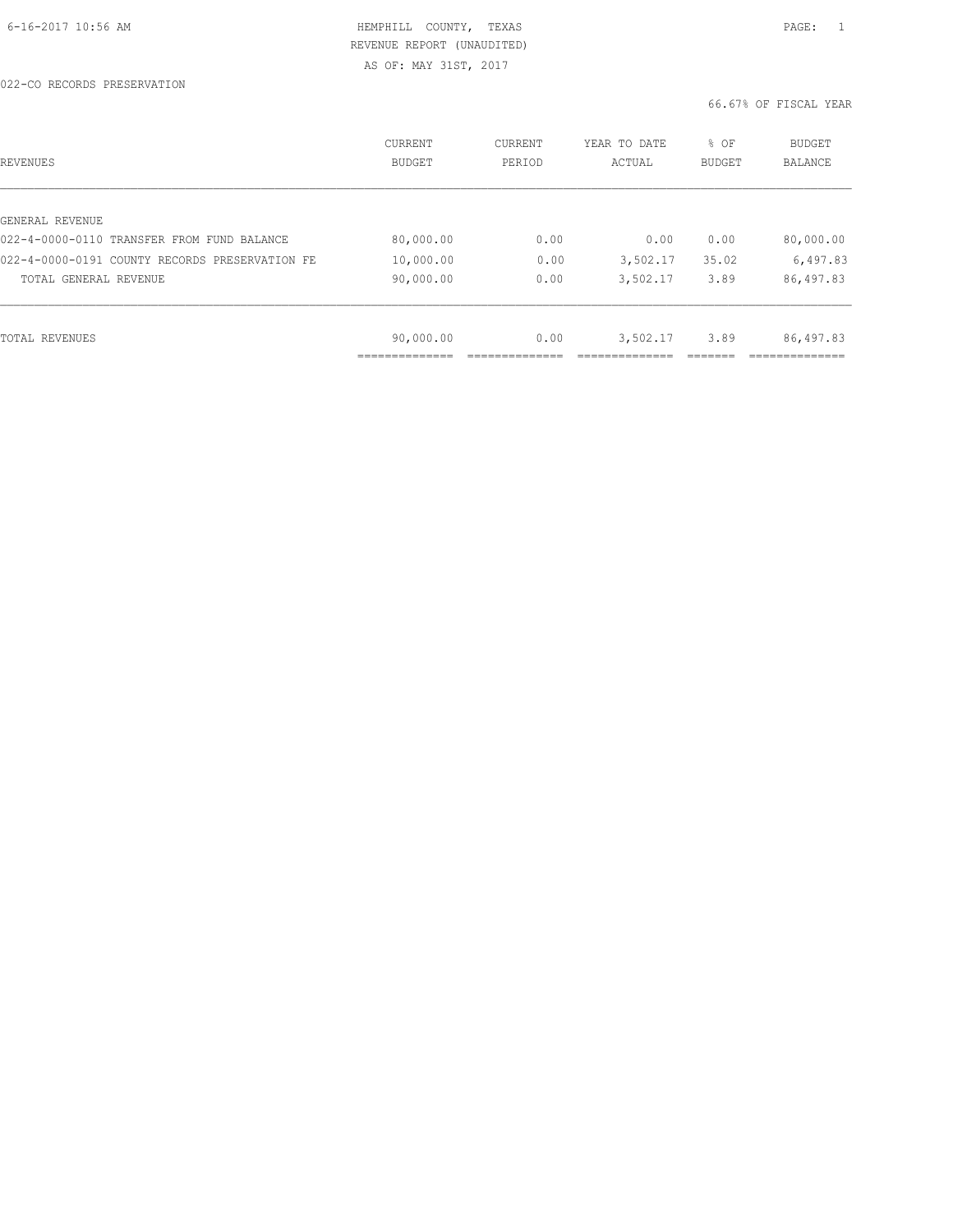HEMPHILL COUNTY, TEXAS
REVENUE REPORT (UNAUDITED)
AS OF: MAY 31ST, 2017

022-CO RECORDS PRESERVATION

66.67% OF FISCAL YEAR

| REVENUES | CURRENT BUDGET | CURRENT PERIOD | YEAR TO DATE ACTUAL | % OF BUDGET | BUDGET BALANCE |
|---|---|---|---|---|---|
| GENERAL REVENUE | | | | | |
| 022-4-0000-0110 TRANSFER FROM FUND BALANCE | 80,000.00 | 0.00 | 0.00 | 0.00 | 80,000.00 |
| 022-4-0000-0191 COUNTY RECORDS PRESERVATION FE | 10,000.00 | 0.00 | 3,502.17 | 35.02 | 6,497.83 |
| TOTAL GENERAL REVENUE | 90,000.00 | 0.00 | 3,502.17 | 3.89 | 86,497.83 |
| TOTAL REVENUES | 90,000.00 | 0.00 | 3,502.17 | 3.89 | 86,497.83 |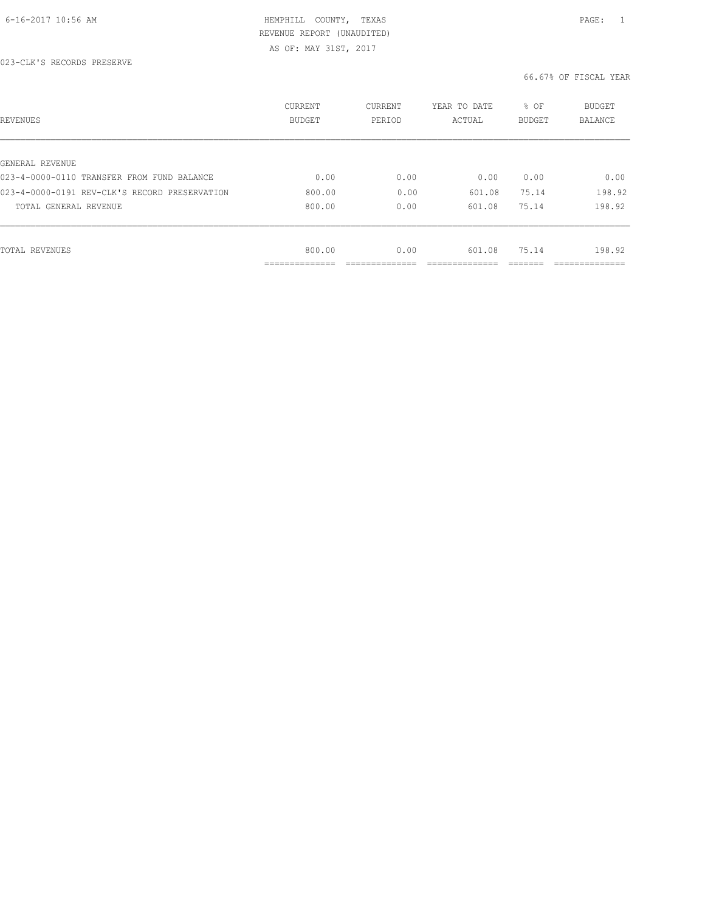HEMPHILL COUNTY, TEXAS

REVENUE REPORT (UNAUDITED)

AS OF: MAY 31ST, 2017

023-CLK'S RECORDS PRESERVE

66.67% OF FISCAL YEAR

| REVENUES | CURRENT BUDGET | CURRENT PERIOD | YEAR TO DATE ACTUAL | % OF BUDGET | BUDGET BALANCE |
|---|---|---|---|---|---|
| GENERAL REVENUE | | | | | |
| 023-4-0000-0110 TRANSFER FROM FUND BALANCE | 0.00 | 0.00 | 0.00 | 0.00 | 0.00 |
| 023-4-0000-0191 REV-CLK'S RECORD PRESERVATION | 800.00 | 0.00 | 601.08 | 75.14 | 198.92 |
| TOTAL GENERAL REVENUE | 800.00 | 0.00 | 601.08 | 75.14 | 198.92 |
| TOTAL REVENUES | 800.00 | 0.00 | 601.08 | 75.14 | 198.92 |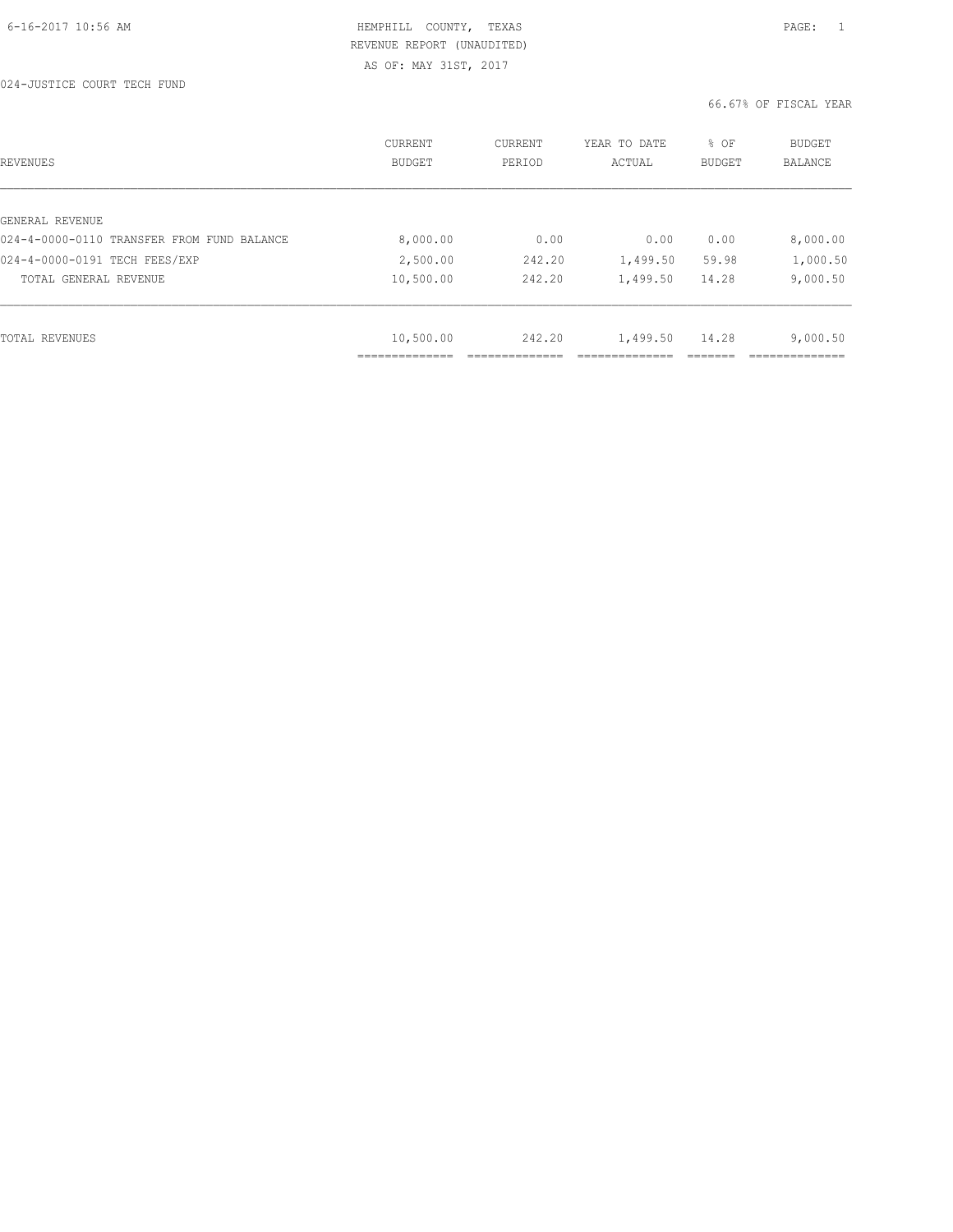HEMPHILL COUNTY, TEXAS
REVENUE REPORT (UNAUDITED)
AS OF: MAY 31ST, 2017

024-JUSTICE COURT TECH FUND

66.67% OF FISCAL YEAR

| REVENUES | CURRENT BUDGET | CURRENT PERIOD | YEAR TO DATE ACTUAL | % OF BUDGET | BUDGET BALANCE |
|---|---|---|---|---|---|
| GENERAL REVENUE | | | | | |
| 024-4-0000-0110 TRANSFER FROM FUND BALANCE | 8,000.00 | 0.00 | 0.00 | 0.00 | 8,000.00 |
| 024-4-0000-0191 TECH FEES/EXP | 2,500.00 | 242.20 | 1,499.50 | 59.98 | 1,000.50 |
| TOTAL GENERAL REVENUE | 10,500.00 | 242.20 | 1,499.50 | 14.28 | 9,000.50 |
| TOTAL REVENUES | 10,500.00 | 242.20 | 1,499.50 | 14.28 | 9,000.50 |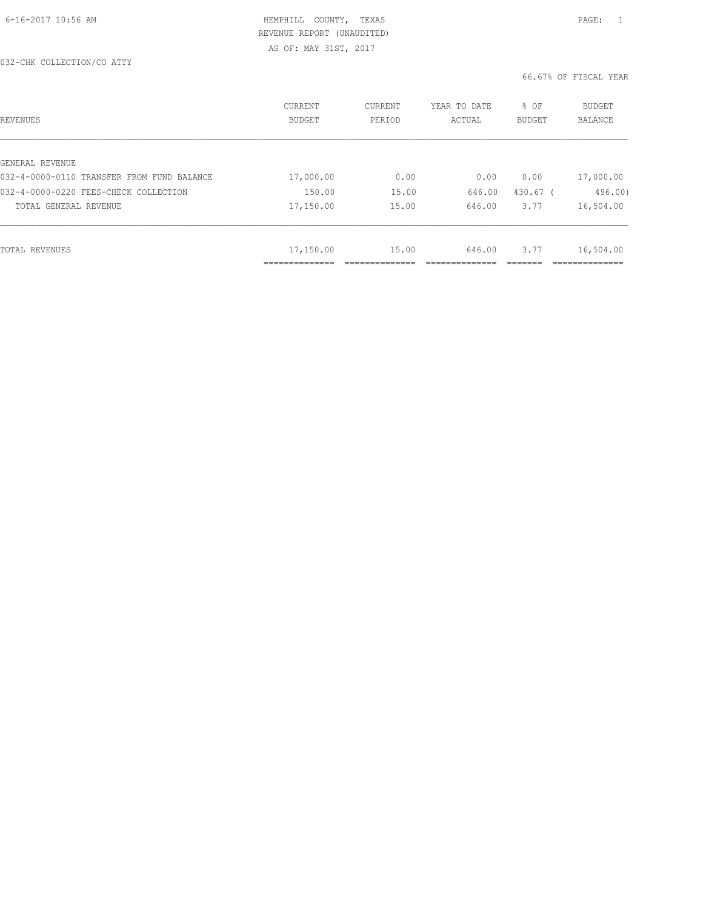HEMPHILL COUNTY, TEXAS
REVENUE REPORT (UNAUDITED)
AS OF: MAY 31ST, 2017

032-CHK COLLECTION/CO ATTY

66.67% OF FISCAL YEAR

| REVENUES | CURRENT BUDGET | CURRENT PERIOD | YEAR TO DATE ACTUAL | % OF BUDGET | BUDGET BALANCE |
|---|---|---|---|---|---|
| GENERAL REVENUE | | | | | |
| 032-4-0000-0110 TRANSFER FROM FUND BALANCE | 17,000.00 | 0.00 | 0.00 | 0.00 | 17,000.00 |
| 032-4-0000-0220 FEES-CHECK COLLECTION | 150.00 | 15.00 | 646.00 | 430.67 | ( 496.00) |
| TOTAL GENERAL REVENUE | 17,150.00 | 15.00 | 646.00 | 3.77 | 16,504.00 |
| TOTAL REVENUES | 17,150.00 | 15.00 | 646.00 | 3.77 | 16,504.00 |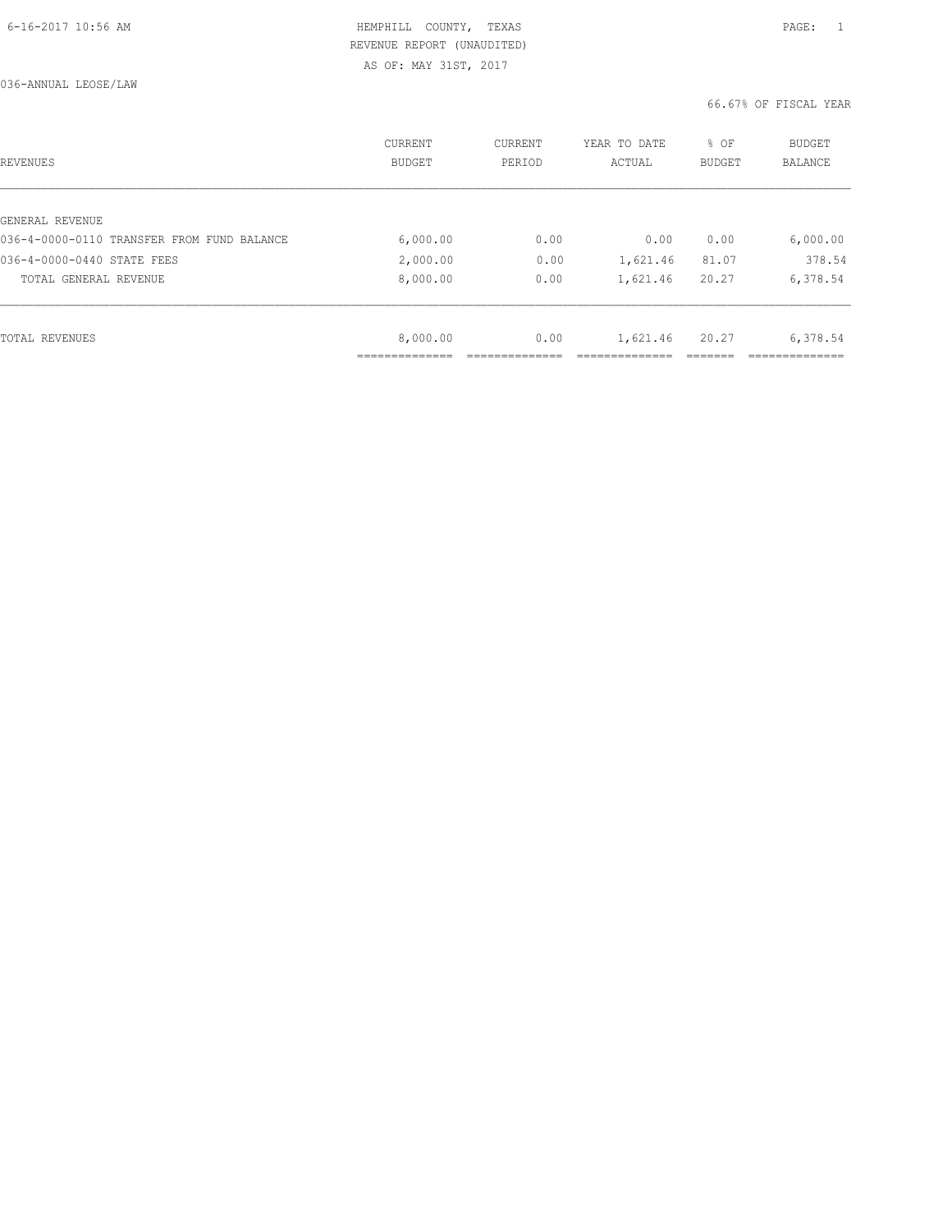HEMPHILL COUNTY, TEXAS
REVENUE REPORT (UNAUDITED)
AS OF: MAY 31ST, 2017

036-ANNUAL LEOSE/LAW

66.67% OF FISCAL YEAR

| REVENUES | CURRENT BUDGET | CURRENT PERIOD | YEAR TO DATE ACTUAL | % OF BUDGET | BUDGET BALANCE |
|---|---|---|---|---|---|
| GENERAL REVENUE | | | | | |
| 036-4-0000-0110 TRANSFER FROM FUND BALANCE | 6,000.00 | 0.00 | 0.00 | 0.00 | 6,000.00 |
| 036-4-0000-0440 STATE FEES | 2,000.00 | 0.00 | 1,621.46 | 81.07 | 378.54 |
| TOTAL GENERAL REVENUE | 8,000.00 | 0.00 | 1,621.46 | 20.27 | 6,378.54 |
| TOTAL REVENUES | 8,000.00 | 0.00 | 1,621.46 | 20.27 | 6,378.54 |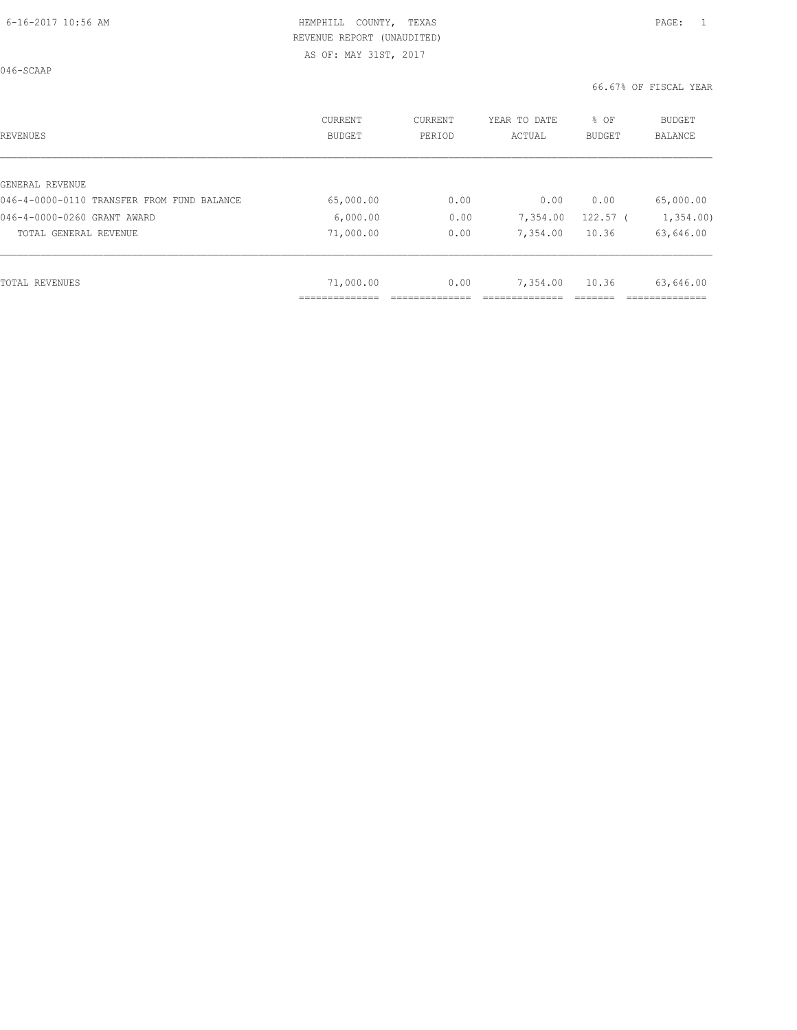HEMPHILL COUNTY, TEXAS
REVENUE REPORT (UNAUDITED)
AS OF: MAY 31ST, 2017

046-SCAAP

66.67% OF FISCAL YEAR

| REVENUES | CURRENT BUDGET | CURRENT PERIOD | YEAR TO DATE ACTUAL | % OF BUDGET | BUDGET BALANCE |
|---|---|---|---|---|---|
| GENERAL REVENUE | | | | | |
| 046-4-0000-0110 TRANSFER FROM FUND BALANCE | 65,000.00 | 0.00 | 0.00 | 0.00 | 65,000.00 |
| 046-4-0000-0260 GRANT AWARD | 6,000.00 | 0.00 | 7,354.00 | 122.57 | ( 1,354.00) |
| TOTAL GENERAL REVENUE | 71,000.00 | 0.00 | 7,354.00 | 10.36 | 63,646.00 |
| TOTAL REVENUES | 71,000.00 | 0.00 | 7,354.00 | 10.36 | 63,646.00 |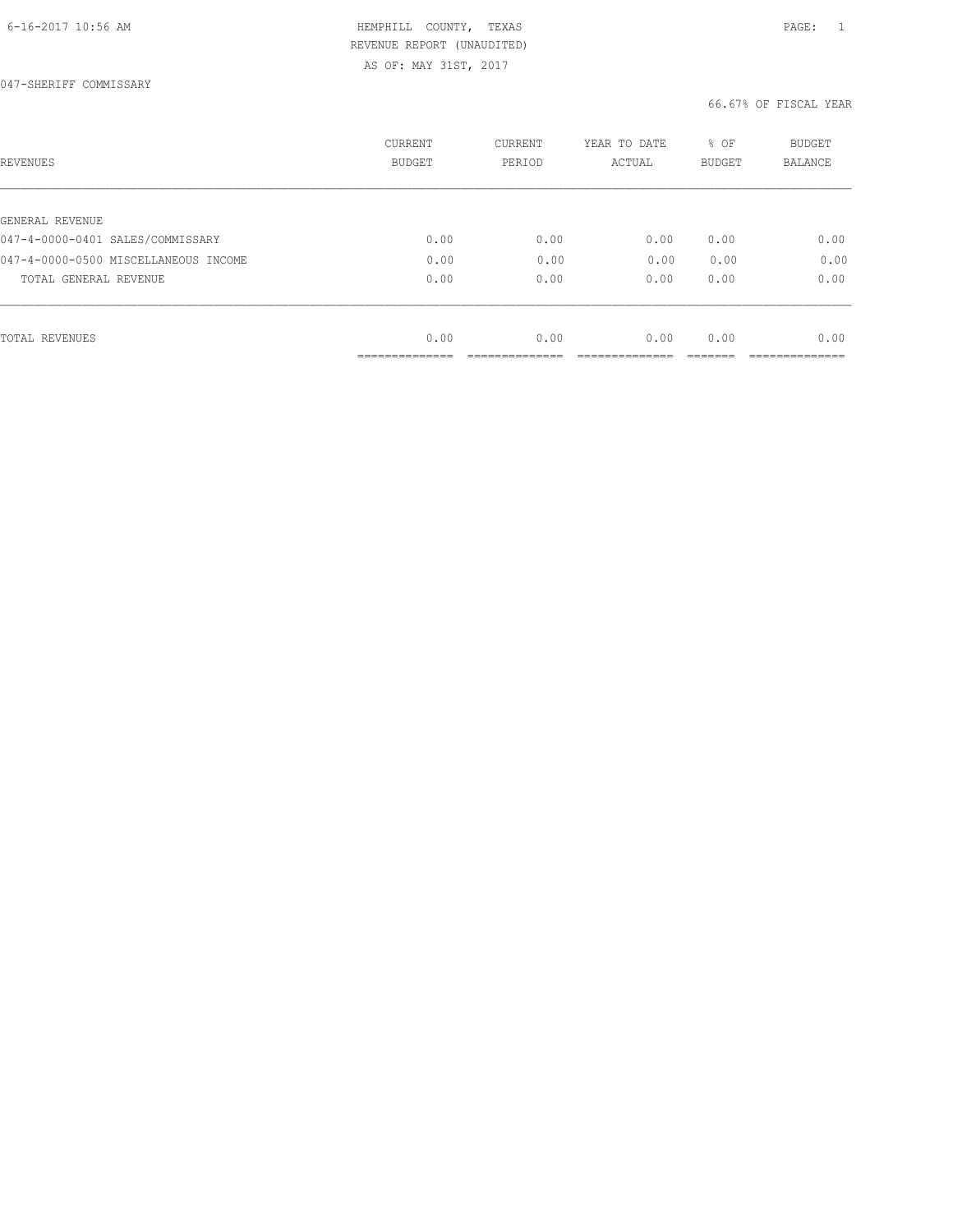HEMPHILL COUNTY, TEXAS
REVENUE REPORT (UNAUDITED)
AS OF: MAY 31ST, 2017

047-SHERIFF COMMISSARY

66.67% OF FISCAL YEAR

| REVENUES | CURRENT BUDGET | CURRENT PERIOD | YEAR TO DATE ACTUAL | % OF BUDGET | BUDGET BALANCE |
|---|---|---|---|---|---|
| GENERAL REVENUE | | | | | |
| 047-4-0000-0401 SALES/COMMISSARY | 0.00 | 0.00 | 0.00 | 0.00 | 0.00 |
| 047-4-0000-0500 MISCELLANEOUS INCOME | 0.00 | 0.00 | 0.00 | 0.00 | 0.00 |
| TOTAL GENERAL REVENUE | 0.00 | 0.00 | 0.00 | 0.00 | 0.00 |
| TOTAL REVENUES | 0.00 | 0.00 | 0.00 | 0.00 | 0.00 |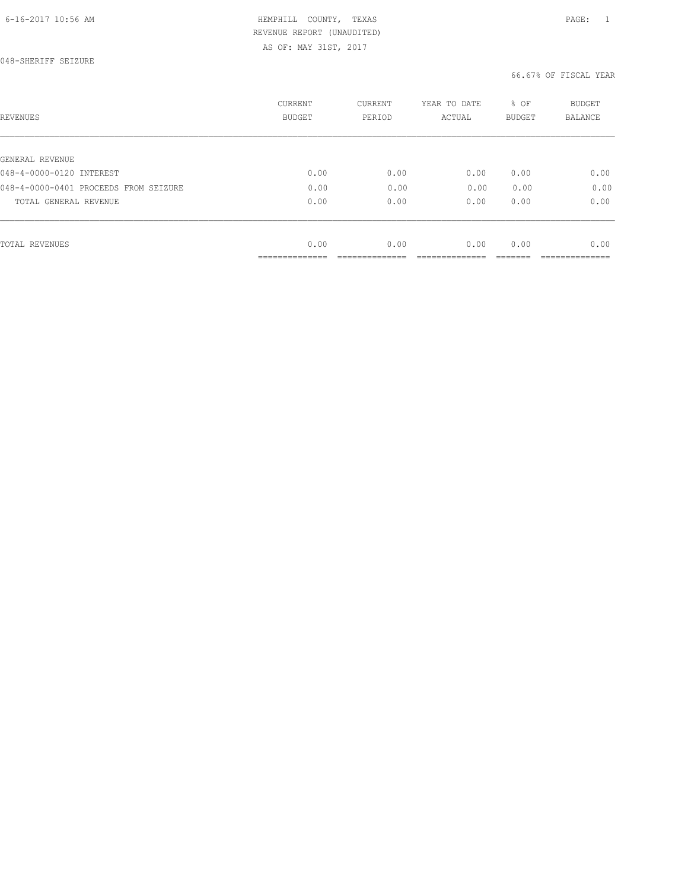HEMPHILL COUNTY, TEXAS
REVENUE REPORT (UNAUDITED)
AS OF: MAY 31ST, 2017

048-SHERIFF SEIZURE

66.67% OF FISCAL YEAR

| REVENUES | CURRENT BUDGET | CURRENT PERIOD | YEAR TO DATE ACTUAL | % OF BUDGET | BUDGET BALANCE |
|---|---|---|---|---|---|
| GENERAL REVENUE | | | | | |
| 048-4-0000-0120 INTEREST | 0.00 | 0.00 | 0.00 | 0.00 | 0.00 |
| 048-4-0000-0401 PROCEEDS FROM SEIZURE | 0.00 | 0.00 | 0.00 | 0.00 | 0.00 |
| TOTAL GENERAL REVENUE | 0.00 | 0.00 | 0.00 | 0.00 | 0.00 |
| TOTAL REVENUES | 0.00 | 0.00 | 0.00 | 0.00 | 0.00 |